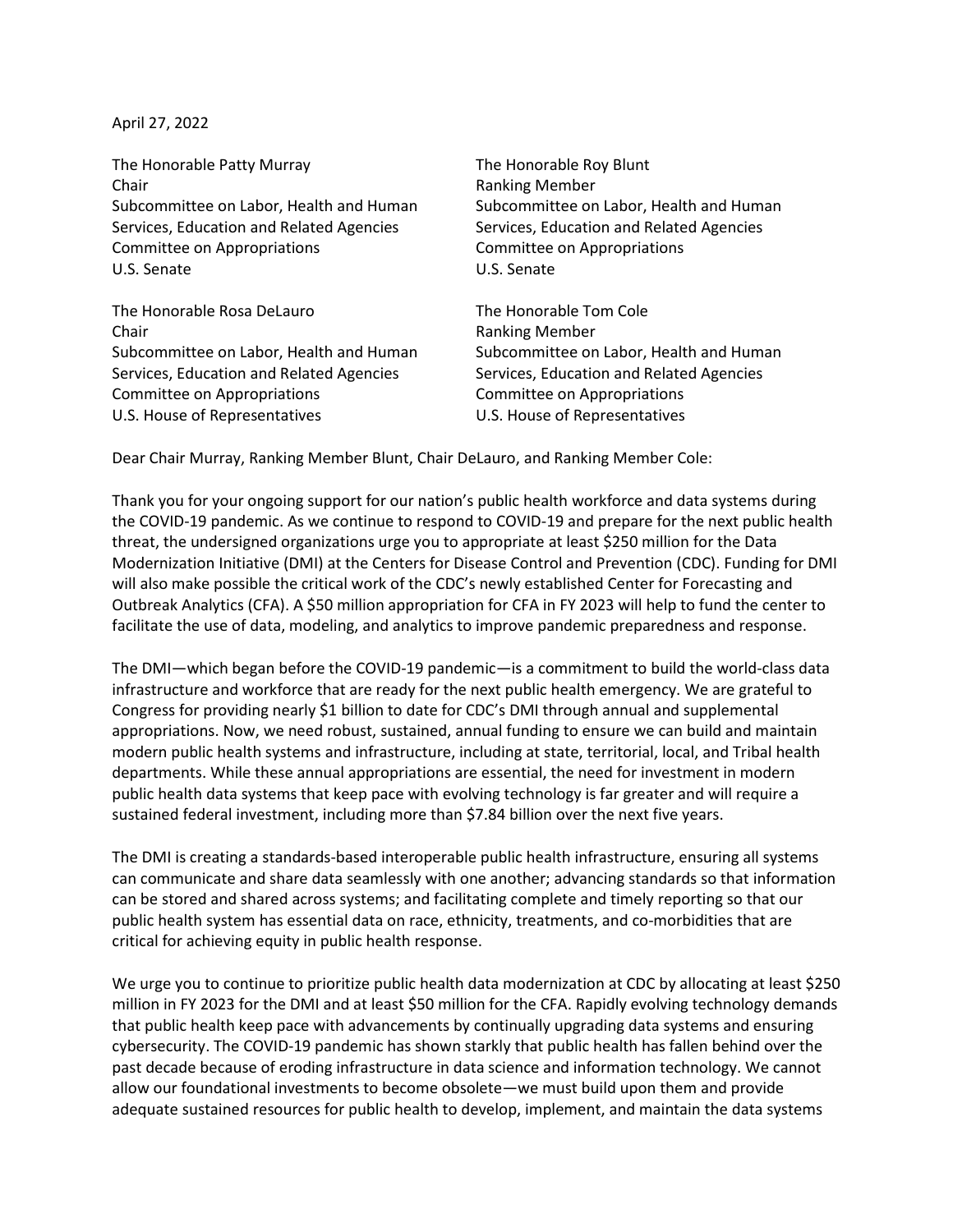April 27, 2022

The Honorable Patty Murray
Chair
Subcommittee on Labor, Health and Human Services, Education and Related Agencies
Committee on Appropriations
U.S. Senate

The Honorable Roy Blunt
Ranking Member
Subcommittee on Labor, Health and Human Services, Education and Related Agencies
Committee on Appropriations
U.S. Senate

The Honorable Rosa DeLauro
Chair
Subcommittee on Labor, Health and Human Services, Education and Related Agencies
Committee on Appropriations
U.S. House of Representatives

The Honorable Tom Cole
Ranking Member
Subcommittee on Labor, Health and Human Services, Education and Related Agencies
Committee on Appropriations
U.S. House of Representatives

Dear Chair Murray, Ranking Member Blunt, Chair DeLauro, and Ranking Member Cole:

Thank you for your ongoing support for our nation's public health workforce and data systems during the COVID-19 pandemic. As we continue to respond to COVID-19 and prepare for the next public health threat, the undersigned organizations urge you to appropriate at least $250 million for the Data Modernization Initiative (DMI) at the Centers for Disease Control and Prevention (CDC). Funding for DMI will also make possible the critical work of the CDC's newly established Center for Forecasting and Outbreak Analytics (CFA). A $50 million appropriation for CFA in FY 2023 will help to fund the center to facilitate the use of data, modeling, and analytics to improve pandemic preparedness and response.

The DMI—which began before the COVID-19 pandemic—is a commitment to build the world-class data infrastructure and workforce that are ready for the next public health emergency. We are grateful to Congress for providing nearly $1 billion to date for CDC's DMI through annual and supplemental appropriations. Now, we need robust, sustained, annual funding to ensure we can build and maintain modern public health systems and infrastructure, including at state, territorial, local, and Tribal health departments. While these annual appropriations are essential, the need for investment in modern public health data systems that keep pace with evolving technology is far greater and will require a sustained federal investment, including more than $7.84 billion over the next five years.

The DMI is creating a standards-based interoperable public health infrastructure, ensuring all systems can communicate and share data seamlessly with one another; advancing standards so that information can be stored and shared across systems; and facilitating complete and timely reporting so that our public health system has essential data on race, ethnicity, treatments, and co-morbidities that are critical for achieving equity in public health response.

We urge you to continue to prioritize public health data modernization at CDC by allocating at least $250 million in FY 2023 for the DMI and at least $50 million for the CFA. Rapidly evolving technology demands that public health keep pace with advancements by continually upgrading data systems and ensuring cybersecurity. The COVID-19 pandemic has shown starkly that public health has fallen behind over the past decade because of eroding infrastructure in data science and information technology. We cannot allow our foundational investments to become obsolete—we must build upon them and provide adequate sustained resources for public health to develop, implement, and maintain the data systems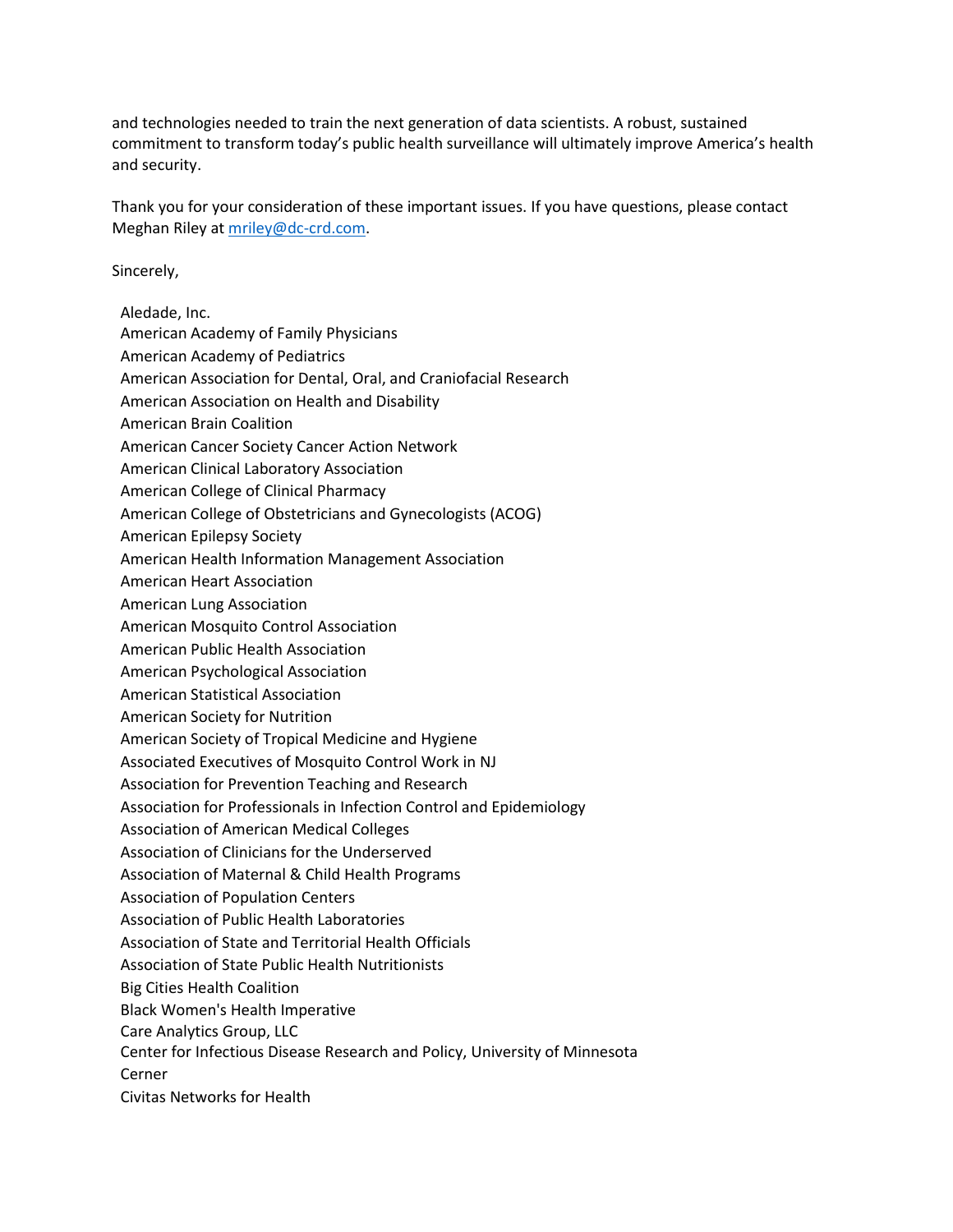and technologies needed to train the next generation of data scientists. A robust, sustained commitment to transform today's public health surveillance will ultimately improve America's health and security.

Thank you for your consideration of these important issues. If you have questions, please contact Meghan Riley at [mriley@dc-crd.com](mailto:mriley@dc-crd.com).

Sincerely,

Aledade, Inc.
American Academy of Family Physicians
American Academy of Pediatrics
American Association for Dental, Oral, and Craniofacial Research
American Association on Health and Disability
American Brain Coalition
American Cancer Society Cancer Action Network
American Clinical Laboratory Association
American College of Clinical Pharmacy
American College of Obstetricians and Gynecologists (ACOG)
American Epilepsy Society
American Health Information Management Association
American Heart Association
American Lung Association
American Mosquito Control Association
American Public Health Association
American Psychological Association
American Statistical Association
American Society for Nutrition
American Society of Tropical Medicine and Hygiene
Associated Executives of Mosquito Control Work in NJ
Association for Prevention Teaching and Research
Association for Professionals in Infection Control and Epidemiology
Association of American Medical Colleges
Association of Clinicians for the Underserved
Association of Maternal & Child Health Programs
Association of Population Centers
Association of Public Health Laboratories
Association of State and Territorial Health Officials
Association of State Public Health Nutritionists
Big Cities Health Coalition
Black Women's Health Imperative
Care Analytics Group, LLC
Center for Infectious Disease Research and Policy, University of Minnesota
Cerner
Civitas Networks for Health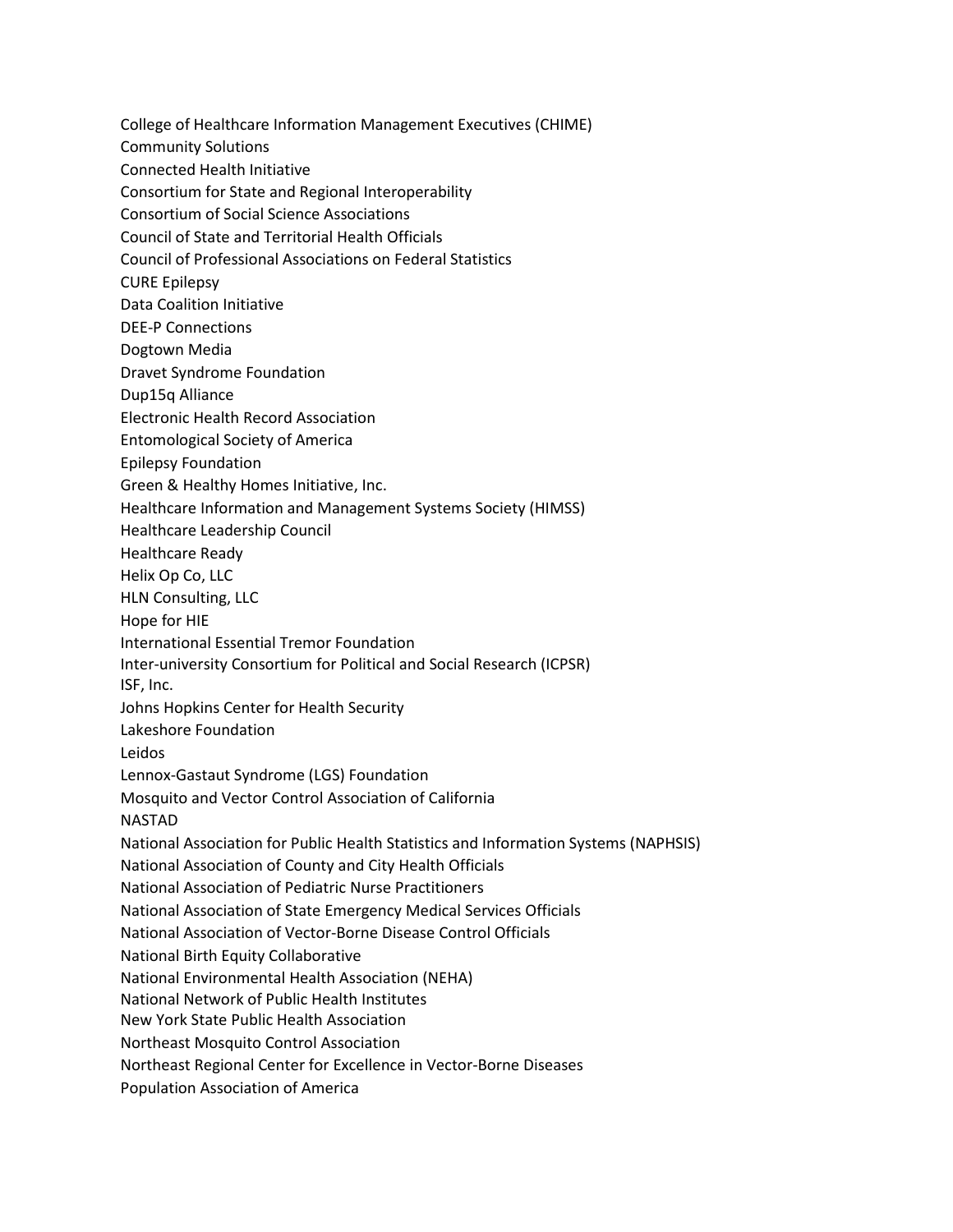College of Healthcare Information Management Executives (CHIME)
Community Solutions
Connected Health Initiative
Consortium for State and Regional Interoperability
Consortium of Social Science Associations
Council of State and Territorial Health Officials
Council of Professional Associations on Federal Statistics
CURE Epilepsy
Data Coalition Initiative
DEE-P Connections
Dogtown Media
Dravet Syndrome Foundation
Dup15q Alliance
Electronic Health Record Association
Entomological Society of America
Epilepsy Foundation
Green & Healthy Homes Initiative, Inc.
Healthcare Information and Management Systems Society (HIMSS)
Healthcare Leadership Council
Healthcare Ready
Helix Op Co, LLC
HLN Consulting, LLC
Hope for HIE
International Essential Tremor Foundation
Inter-university Consortium for Political and Social Research (ICPSR)
ISF, Inc.
Johns Hopkins Center for Health Security
Lakeshore Foundation
Leidos
Lennox-Gastaut Syndrome (LGS) Foundation
Mosquito and Vector Control Association of California
NASTAD
National Association for Public Health Statistics and Information Systems (NAPHSIS)
National Association of County and City Health Officials
National Association of Pediatric Nurse Practitioners
National Association of State Emergency Medical Services Officials
National Association of Vector-Borne Disease Control Officials
National Birth Equity Collaborative
National Environmental Health Association (NEHA)
National Network of Public Health Institutes
New York State Public Health Association
Northeast Mosquito Control Association
Northeast Regional Center for Excellence in Vector-Borne Diseases
Population Association of America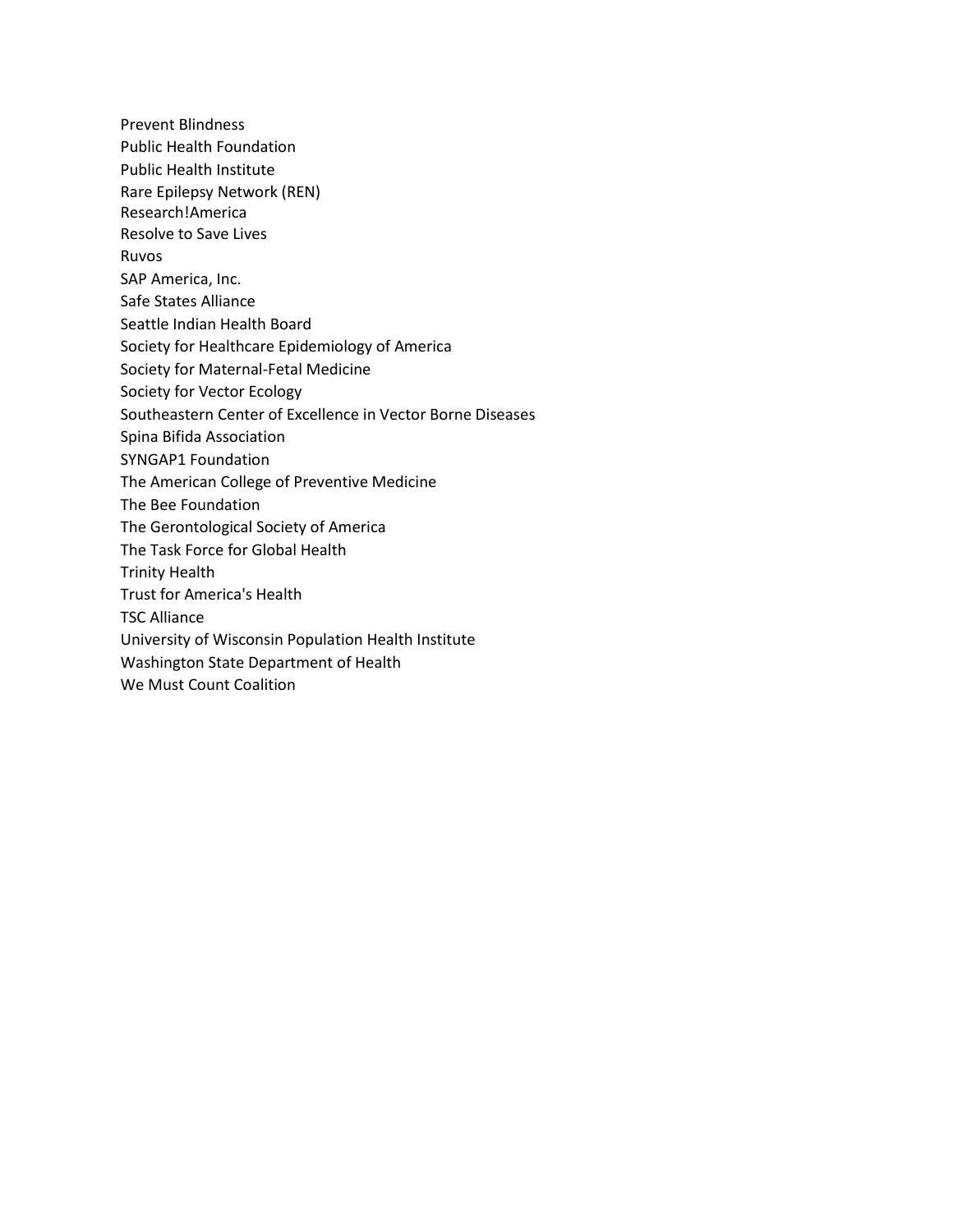Prevent Blindness
Public Health Foundation
Public Health Institute
Rare Epilepsy Network (REN)
Research!America
Resolve to Save Lives
Ruvos
SAP America, Inc.
Safe States Alliance
Seattle Indian Health Board
Society for Healthcare Epidemiology of America
Society for Maternal-Fetal Medicine
Society for Vector Ecology
Southeastern Center of Excellence in Vector Borne Diseases
Spina Bifida Association
SYNGAP1 Foundation
The American College of Preventive Medicine
The Bee Foundation
The Gerontological Society of America
The Task Force for Global Health
Trinity Health
Trust for America's Health
TSC Alliance
University of Wisconsin Population Health Institute
Washington State Department of Health
We Must Count Coalition